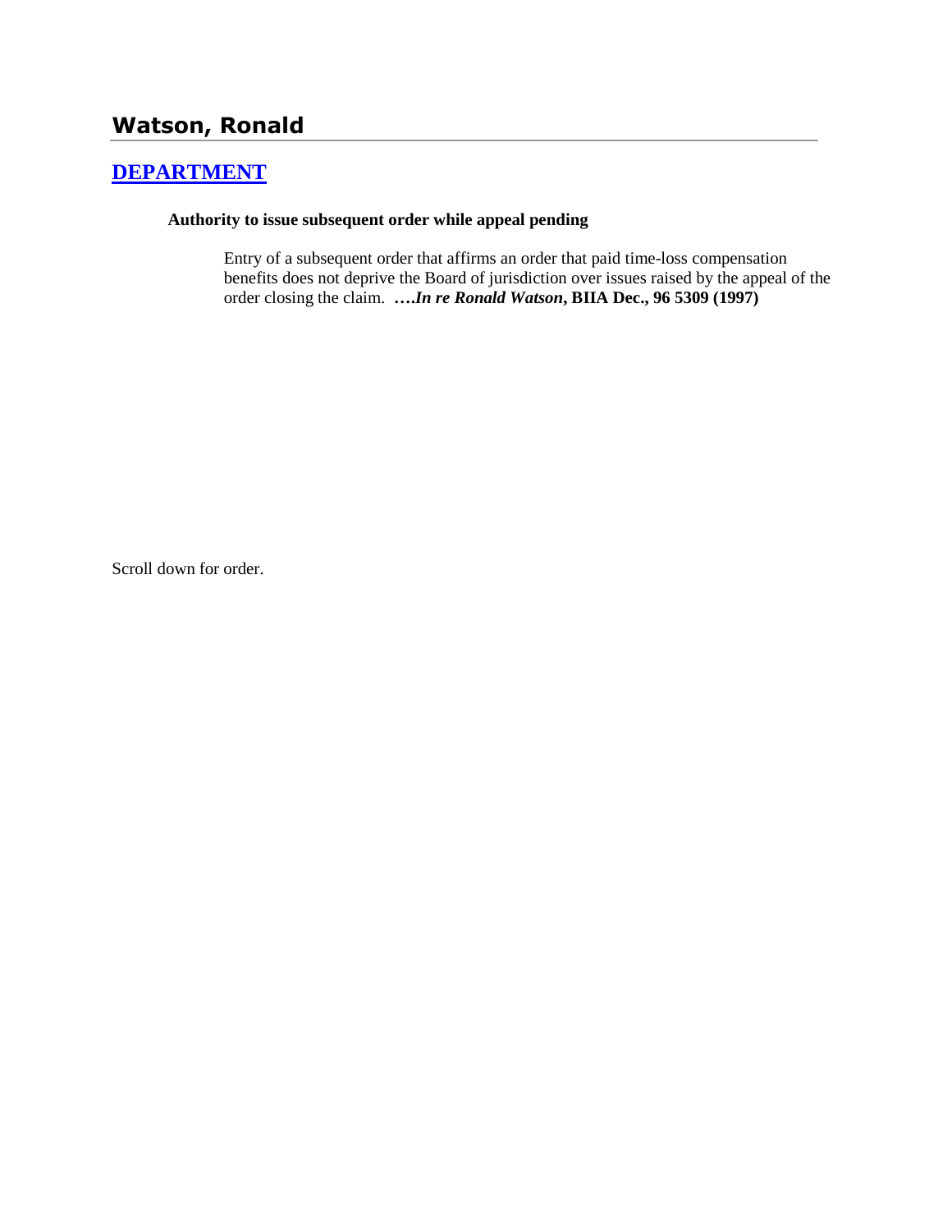# Watson, Ronald

## [DEPARTMENT]

**Authority to issue subsequent order while appeal pending**

Entry of a subsequent order that affirms an order that paid time-loss compensation benefits does not deprive the Board of jurisdiction over issues raised by the appeal of the order closing the claim. ***….In re Ronald Watson*, BIIA Dec., 96 5309 (1997)**

Scroll down for order.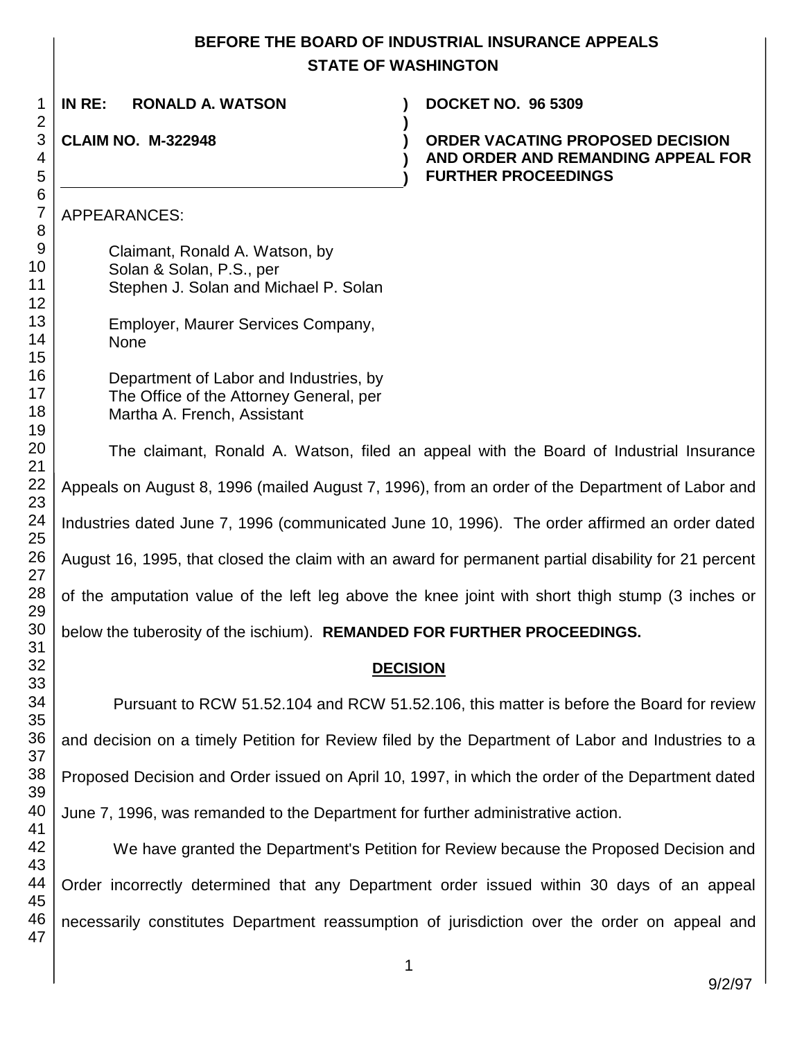# BEFORE THE BOARD OF INDUSTRIAL INSURANCE APPEALS
## STATE OF WASHINGTON

**IN RE: RONALD A. WATSON** ) **DOCKET NO. 96 5309**

**CLAIM NO. M-322948** ) **ORDER VACATING PROPOSED DECISION AND ORDER AND REMANDING APPEAL FOR FURTHER PROCEEDINGS**

APPEARANCES:

Claimant, Ronald A. Watson, by
Solan & Solan, P.S., per
Stephen J. Solan and Michael P. Solan

Employer, Maurer Services Company,
None

Department of Labor and Industries, by
The Office of the Attorney General, per
Martha A. French, Assistant

The claimant, Ronald A. Watson, filed an appeal with the Board of Industrial Insurance Appeals on August 8, 1996 (mailed August 7, 1996), from an order of the Department of Labor and Industries dated June 7, 1996 (communicated June 10, 1996). The order affirmed an order dated August 16, 1995, that closed the claim with an award for permanent partial disability for 21 percent of the amputation value of the left leg above the knee joint with short thigh stump (3 inches or below the tuberosity of the ischium). **REMANDED FOR FURTHER PROCEEDINGS.**

**DECISION**

Pursuant to RCW 51.52.104 and RCW 51.52.106, this matter is before the Board for review and decision on a timely Petition for Review filed by the Department of Labor and Industries to a Proposed Decision and Order issued on April 10, 1997, in which the order of the Department dated June 7, 1996, was remanded to the Department for further administrative action.

We have granted the Department's Petition for Review because the Proposed Decision and Order incorrectly determined that any Department order issued within 30 days of an appeal necessarily constitutes Department reassumption of jurisdiction over the order on appeal and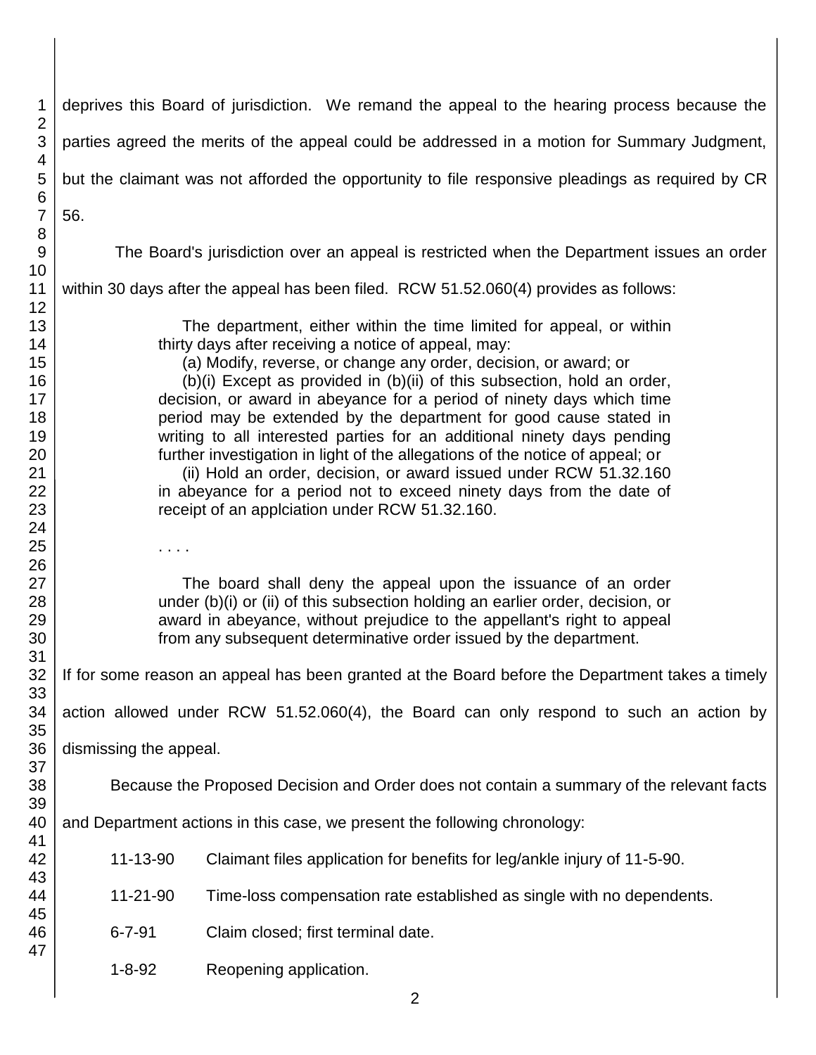deprives this Board of jurisdiction. We remand the appeal to the hearing process because the parties agreed the merits of the appeal could be addressed in a motion for Summary Judgment, but the claimant was not afforded the opportunity to file responsive pleadings as required by CR 56.

The Board's jurisdiction over an appeal is restricted when the Department issues an order within 30 days after the appeal has been filed. RCW 51.52.060(4) provides as follows:

> The department, either within the time limited for appeal, or within thirty days after receiving a notice of appeal, may:
>
> (a) Modify, reverse, or change any order, decision, or award; or
>
> (b)(i) Except as provided in (b)(ii) of this subsection, hold an order, decision, or award in abeyance for a period of ninety days which time period may be extended by the department for good cause stated in writing to all interested parties for an additional ninety days pending further investigation in light of the allegations of the notice of appeal; or
>
> (ii) Hold an order, decision, or award issued under RCW 51.32.160 in abeyance for a period not to exceed ninety days from the date of receipt of an applciation under RCW 51.32.160.
>
> . . . .
>
> The board shall deny the appeal upon the issuance of an order under (b)(i) or (ii) of this subsection holding an earlier order, decision, or award in abeyance, without prejudice to the appellant's right to appeal from any subsequent determinative order issued by the department.

If for some reason an appeal has been granted at the Board before the Department takes a timely action allowed under RCW 51.52.060(4), the Board can only respond to such an action by dismissing the appeal.

Because the Proposed Decision and Order does not contain a summary of the relevant facts and Department actions in this case, we present the following chronology:

11-13-90 Claimant files application for benefits for leg/ankle injury of 11-5-90.

11-21-90 Time-loss compensation rate established as single with no dependents.

6-7-91 Claim closed; first terminal date.

1-8-92 Reopening application.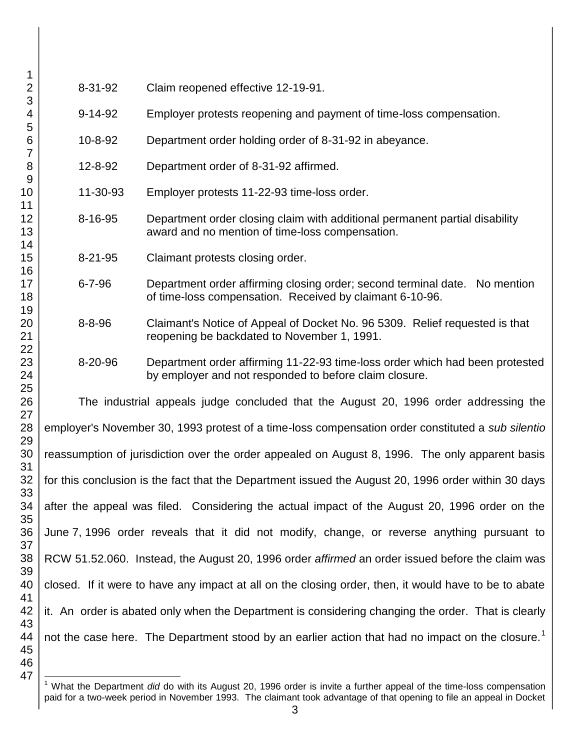| | |
|---|---|
| 8-31-92 | Claim reopened effective 12-19-91. |
| 9-14-92 | Employer protests reopening and payment of time-loss compensation. |
| 10-8-92 | Department order holding order of 8-31-92 in abeyance. |
| 12-8-92 | Department order of 8-31-92 affirmed. |
| 11-30-93 | Employer protests 11-22-93 time-loss order. |
| 8-16-95 | Department order closing claim with additional permanent partial disability award and no mention of time-loss compensation. |
| 8-21-95 | Claimant protests closing order. |
| 6-7-96 | Department order affirming closing order; second terminal date. No mention of time-loss compensation. Received by claimant 6-10-96. |
| 8-8-96 | Claimant's Notice of Appeal of Docket No. 96 5309. Relief requested is that reopening be backdated to November 1, 1991. |
| 8-20-96 | Department order affirming 11-22-93 time-loss order which had been protested by employer and not responded to before claim closure. |

The industrial appeals judge concluded that the August 20, 1996 order addressing the employer's November 30, 1993 protest of a time-loss compensation order constituted a *sub silentio* reassumption of jurisdiction over the order appealed on August 8, 1996. The only apparent basis for this conclusion is the fact that the Department issued the August 20, 1996 order within 30 days after the appeal was filed. Considering the actual impact of the August 20, 1996 order on the June 7, 1996 order reveals that it did not modify, change, or reverse anything pursuant to RCW 51.52.060. Instead, the August 20, 1996 order *affirmed* an order issued before the claim was closed. If it were to have any impact at all on the closing order, then, it would have to be to abate it. An order is abated only when the Department is considering changing the order. That is clearly not the case here. The Department stood by an earlier action that had no impact on the closure.[1]

[1] What the Department *did* do with its August 20, 1996 order is invite a further appeal of the time-loss compensation paid for a two-week period in November 1993. The claimant took advantage of that opening to file an appeal in Docket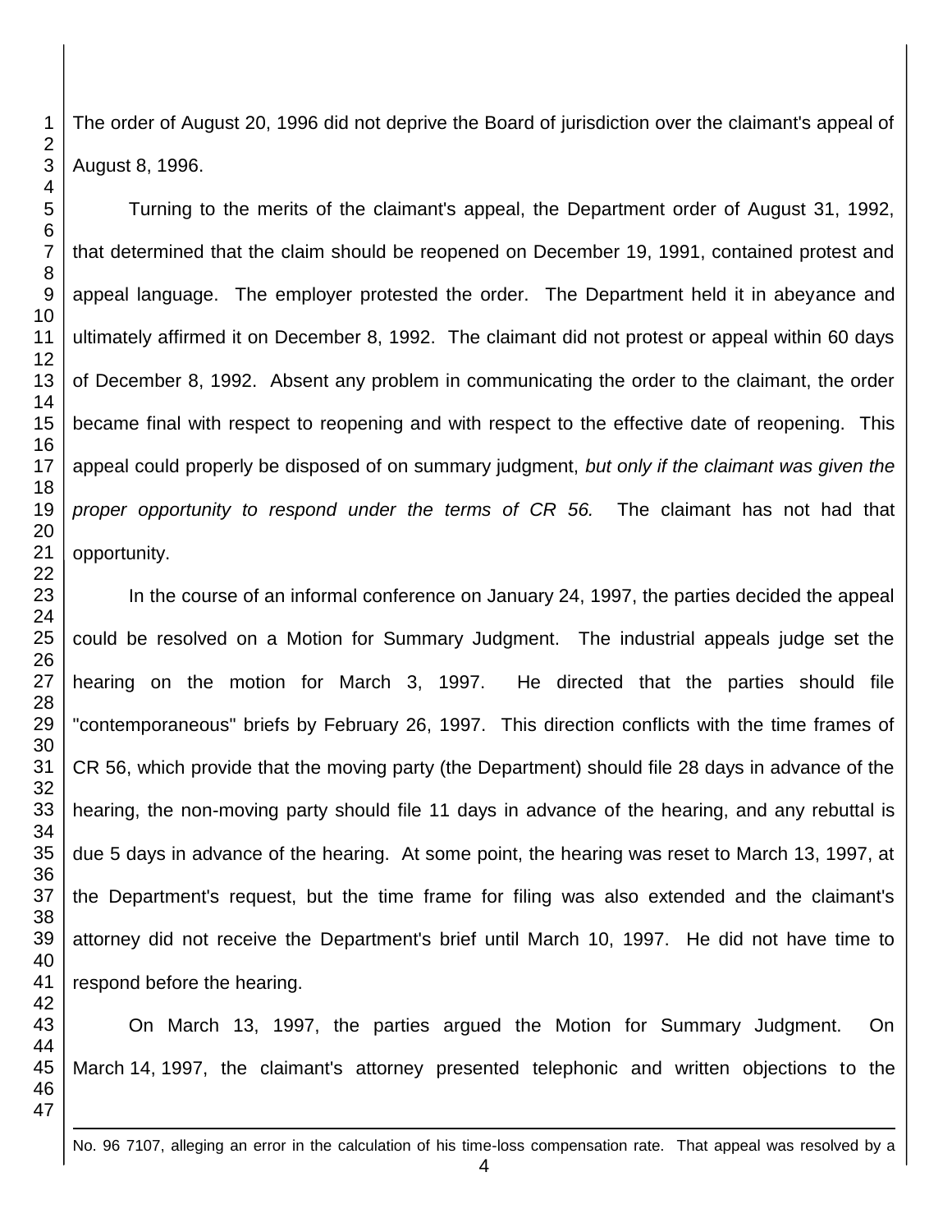The order of August 20, 1996 did not deprive the Board of jurisdiction over the claimant's appeal of August 8, 1996.

Turning to the merits of the claimant's appeal, the Department order of August 31, 1992, that determined that the claim should be reopened on December 19, 1991, contained protest and appeal language. The employer protested the order. The Department held it in abeyance and ultimately affirmed it on December 8, 1992. The claimant did not protest or appeal within 60 days of December 8, 1992. Absent any problem in communicating the order to the claimant, the order became final with respect to reopening and with respect to the effective date of reopening. This appeal could properly be disposed of on summary judgment, *but only if the claimant was given the proper opportunity to respond under the terms of CR 56.* The claimant has not had that opportunity.

In the course of an informal conference on January 24, 1997, the parties decided the appeal could be resolved on a Motion for Summary Judgment. The industrial appeals judge set the hearing on the motion for March 3, 1997. He directed that the parties should file "contemporaneous" briefs by February 26, 1997. This direction conflicts with the time frames of CR 56, which provide that the moving party (the Department) should file 28 days in advance of the hearing, the non-moving party should file 11 days in advance of the hearing, and any rebuttal is due 5 days in advance of the hearing. At some point, the hearing was reset to March 13, 1997, at the Department's request, but the time frame for filing was also extended and the claimant's attorney did not receive the Department's brief until March 10, 1997. He did not have time to respond before the hearing.

On March 13, 1997, the parties argued the Motion for Summary Judgment. On March 14, 1997, the claimant's attorney presented telephonic and written objections to the

---

No. 96 7107, alleging an error in the calculation of his time-loss compensation rate. That appeal was resolved by a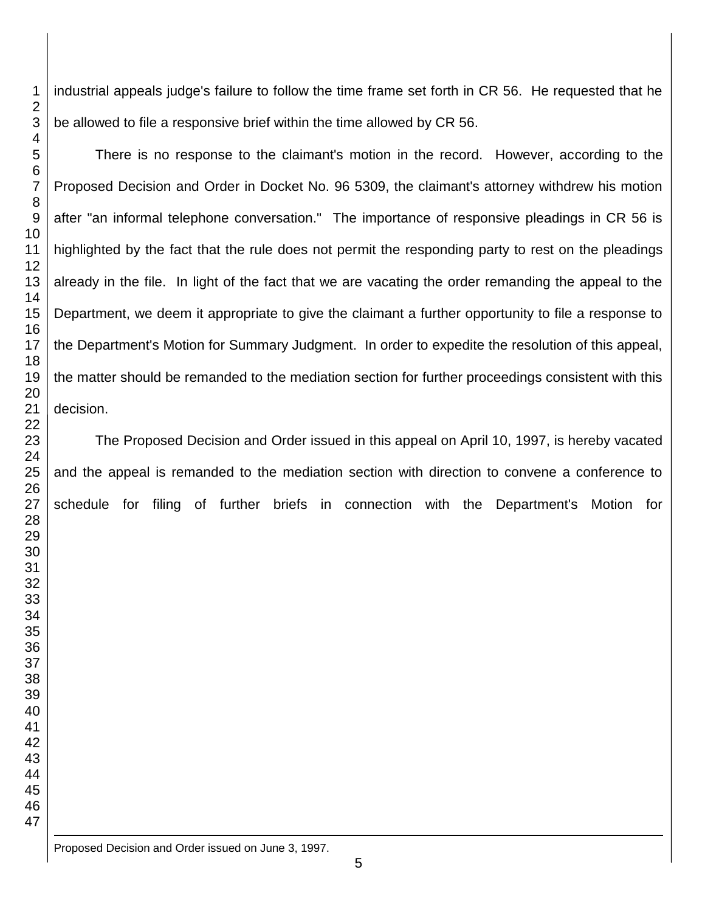industrial appeals judge's failure to follow the time frame set forth in CR 56. He requested that he be allowed to file a responsive brief within the time allowed by CR 56.

There is no response to the claimant's motion in the record. However, according to the Proposed Decision and Order in Docket No. 96 5309, the claimant's attorney withdrew his motion after "an informal telephone conversation." The importance of responsive pleadings in CR 56 is highlighted by the fact that the rule does not permit the responding party to rest on the pleadings already in the file. In light of the fact that we are vacating the order remanding the appeal to the Department, we deem it appropriate to give the claimant a further opportunity to file a response to the Department's Motion for Summary Judgment. In order to expedite the resolution of this appeal, the matter should be remanded to the mediation section for further proceedings consistent with this decision.

The Proposed Decision and Order issued in this appeal on April 10, 1997, is hereby vacated and the appeal is remanded to the mediation section with direction to convene a conference to schedule for filing of further briefs in connection with the Department's Motion for

---

Proposed Decision and Order issued on June 3, 1997.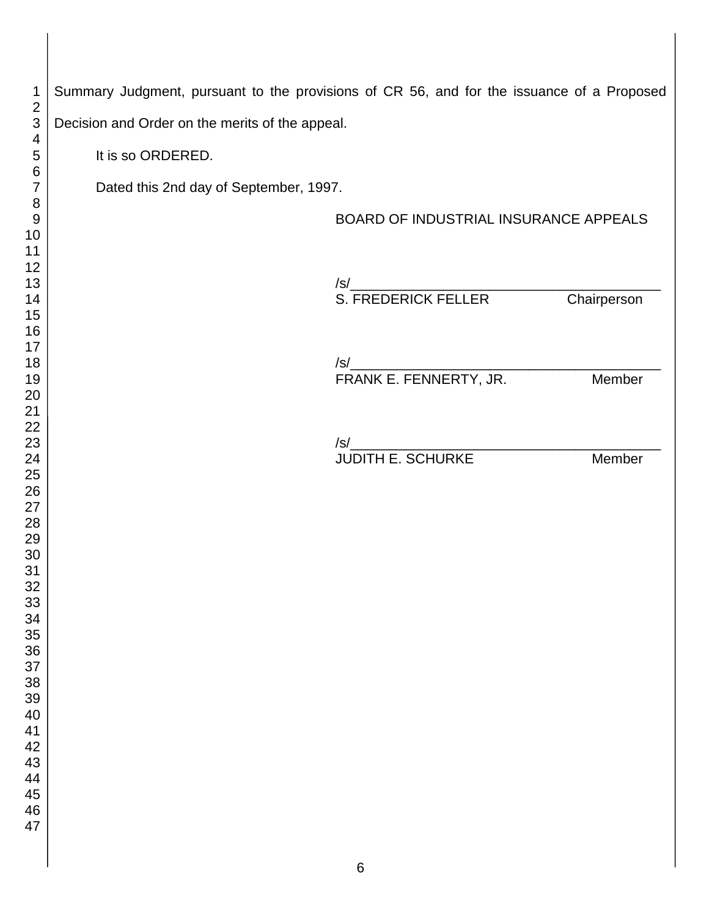Summary Judgment, pursuant to the provisions of CR 56, and for the issuance of a Proposed Decision and Order on the merits of the appeal.

It is so ORDERED.

Dated this 2nd day of September, 1997.

BOARD OF INDUSTRIAL INSURANCE APPEALS

/s/
S. FREDERICK FELLER Chairperson

/s/
FRANK E. FENNERTY, JR. Member

/s/
JUDITH E. SCHURKE Member